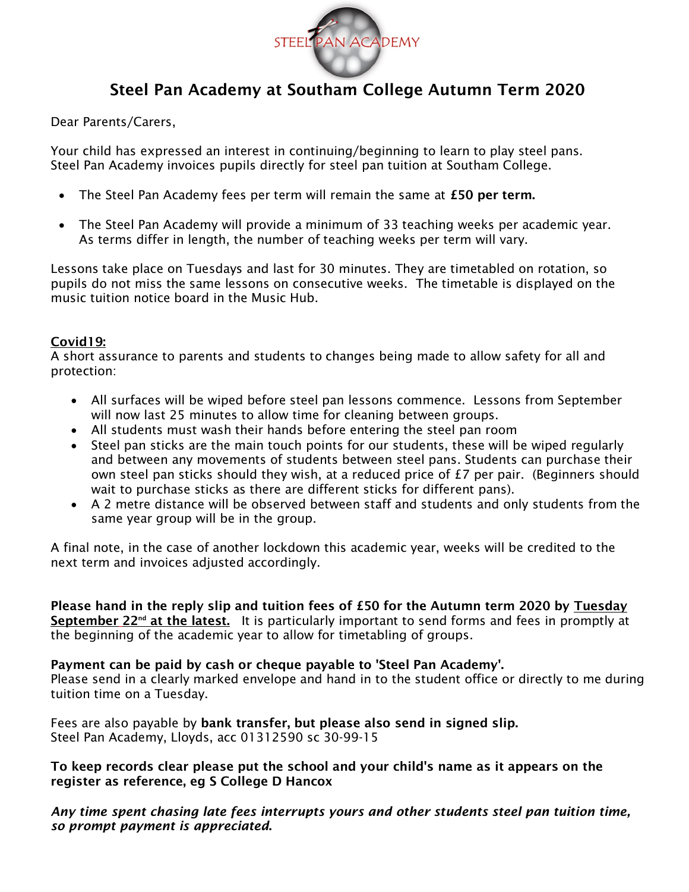STEEL PAN ACADEMY

# Steel Pan Academy at Southam College Autumn Term 2020

Dear Parents/Carers,

Your child has expressed an interest in continuing/beginning to learn to play steel pans. Steel Pan Academy invoices pupils directly for steel pan tuition at Southam College.

- The Steel Pan Academy fees per term will remain the same at **£50 per term.**

- The Steel Pan Academy will provide a minimum of 33 teaching weeks per academic year. As terms differ in length, the number of teaching weeks per term will vary.

Lessons take place on Tuesdays and last for 30 minutes. They are timetabled on rotation, so pupils do not miss the same lessons on consecutive weeks. The timetable is displayed on the music tuition notice board in the Music Hub.

**Covid19:**

A short assurance to parents and students to changes being made to allow safety for all and protection:

- All surfaces will be wiped before steel pan lessons commence. Lessons from September will now last 25 minutes to allow time for cleaning between groups.
- All students must wash their hands before entering the steel pan room
- Steel pan sticks are the main touch points for our students, these will be wiped regularly and between any movements of students between steel pans. Students can purchase their own steel pan sticks should they wish, at a reduced price of £7 per pair. (Beginners should wait to purchase sticks as there are different sticks for different pans).
- A 2 metre distance will be observed between staff and students and only students from the same year group will be in the group.

A final note, in the case of another lockdown this academic year, weeks will be credited to the next term and invoices adjusted accordingly.

**Please hand in the reply slip and tuition fees of £50 for the Autumn term 2020 by Tuesday September 22nd at the latest.** It is particularly important to send forms and fees in promptly at the beginning of the academic year to allow for timetabling of groups.

**Payment can be paid by cash or cheque payable to 'Steel Pan Academy'.**
Please send in a clearly marked envelope and hand in to the student office or directly to me during tuition time on a Tuesday.

Fees are also payable by **bank transfer, but please also send in signed slip.**
Steel Pan Academy, Lloyds, acc 01312590 sc 30-99-15

**To keep records clear please put the school and your child's name as it appears on the register as reference, eg S College D Hancox**

***Any time spent chasing late fees interrupts yours and other students steel pan tuition time, so prompt payment is appreciated.***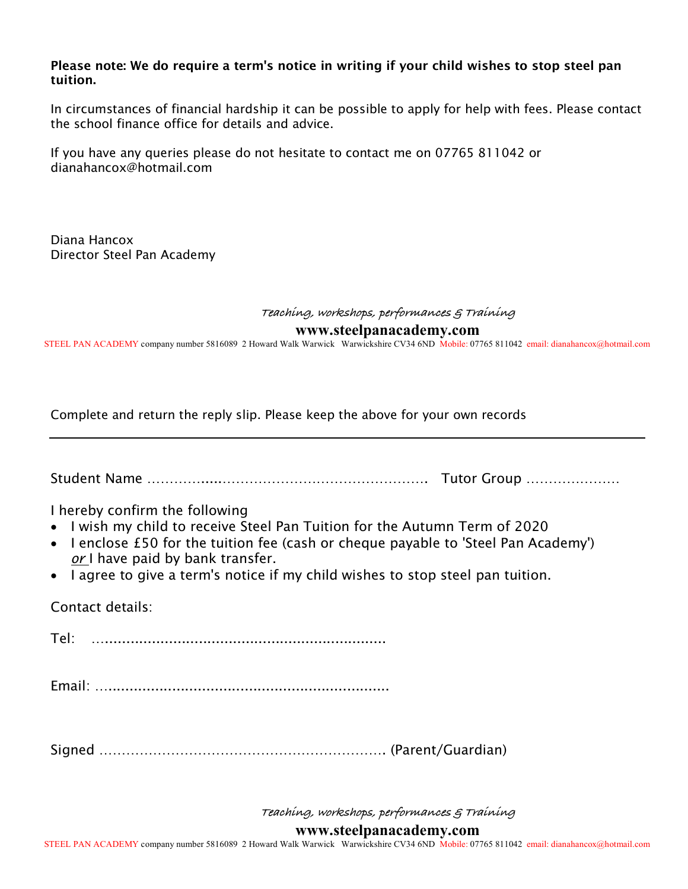**Please note: We do require a term's notice in writing if your child wishes to stop steel pan tuition.**

In circumstances of financial hardship it can be possible to apply for help with fees. Please contact the school finance office for details and advice.

If you have any queries please do not hesitate to contact me on 07765 811042 or dianahancox@hotmail.com

Diana Hancox
Director Steel Pan Academy

*Teaching, workshops, performances & Training*

**www.steelpanacademy.com**

STEEL PAN ACADEMY company number 5816089 2 Howard Walk Warwick Warwickshire CV34 6ND Mobile: 07765 811042 email: dianahancox@hotmail.com

Complete and return the reply slip. Please keep the above for your own records

---

Student Name ................................................................ Tutor Group ....................

I hereby confirm the following

- I wish my child to receive Steel Pan Tuition for the Autumn Term of 2020
- I enclose £50 for the tuition fee (cash or cheque payable to 'Steel Pan Academy') *or* I have paid by bank transfer.
- I agree to give a term's notice if my child wishes to stop steel pan tuition.

Contact details:

Tel: ....................................................................

Email: ....................................................................

Signed ............................................................... (Parent/Guardian)